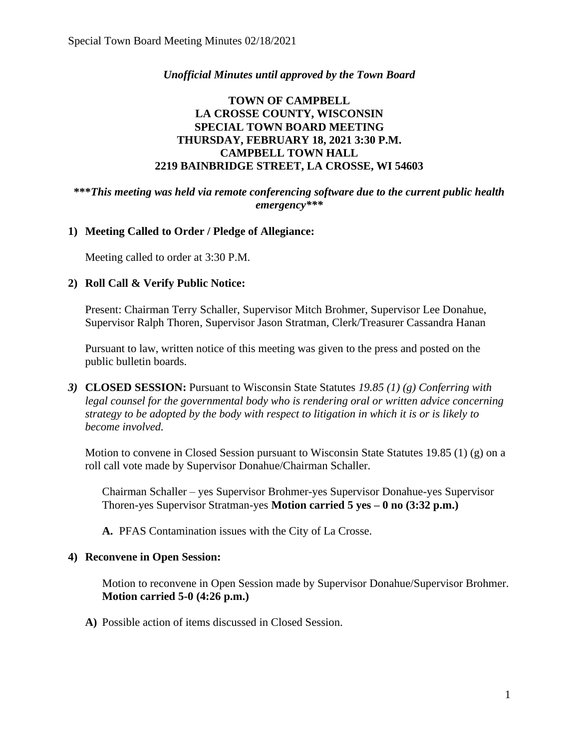*Unofficial Minutes until approved by the Town Board*

**TOWN OF CAMPBELL**
**LA CROSSE COUNTY, WISCONSIN**
**SPECIAL TOWN BOARD MEETING**
**THURSDAY, FEBRUARY 18, 2021 3:30 P.M.**
**CAMPBELL TOWN HALL**
**2219 BAINBRIDGE STREET, LA CROSSE, WI 54603**

***\*\*\*This meeting was held via remote conferencing software due to the current public health emergency\*\*\****

**1) Meeting Called to Order / Pledge of Allegiance:**

Meeting called to order at 3:30 P.M.

**2) Roll Call & Verify Public Notice:**

Present: Chairman Terry Schaller, Supervisor Mitch Brohmer, Supervisor Lee Donahue, Supervisor Ralph Thoren, Supervisor Jason Stratman, Clerk/Treasurer Cassandra Hanan

Pursuant to law, written notice of this meeting was given to the press and posted on the public bulletin boards.

***3)*** **CLOSED SESSION:** Pursuant to Wisconsin State Statutes *19.85 (1) (g) Conferring with legal counsel for the governmental body who is rendering oral or written advice concerning strategy to be adopted by the body with respect to litigation in which it is or is likely to become involved.*

Motion to convene in Closed Session pursuant to Wisconsin State Statutes 19.85 (1) (g) on a roll call vote made by Supervisor Donahue/Chairman Schaller.

Chairman Schaller – yes Supervisor Brohmer-yes Supervisor Donahue-yes Supervisor Thoren-yes Supervisor Stratman-yes **Motion carried 5 yes – 0 no (3:32 p.m.)**

**A.** PFAS Contamination issues with the City of La Crosse.

**4) Reconvene in Open Session:**

Motion to reconvene in Open Session made by Supervisor Donahue/Supervisor Brohmer. **Motion carried 5-0 (4:26 p.m.)**

**A)** Possible action of items discussed in Closed Session.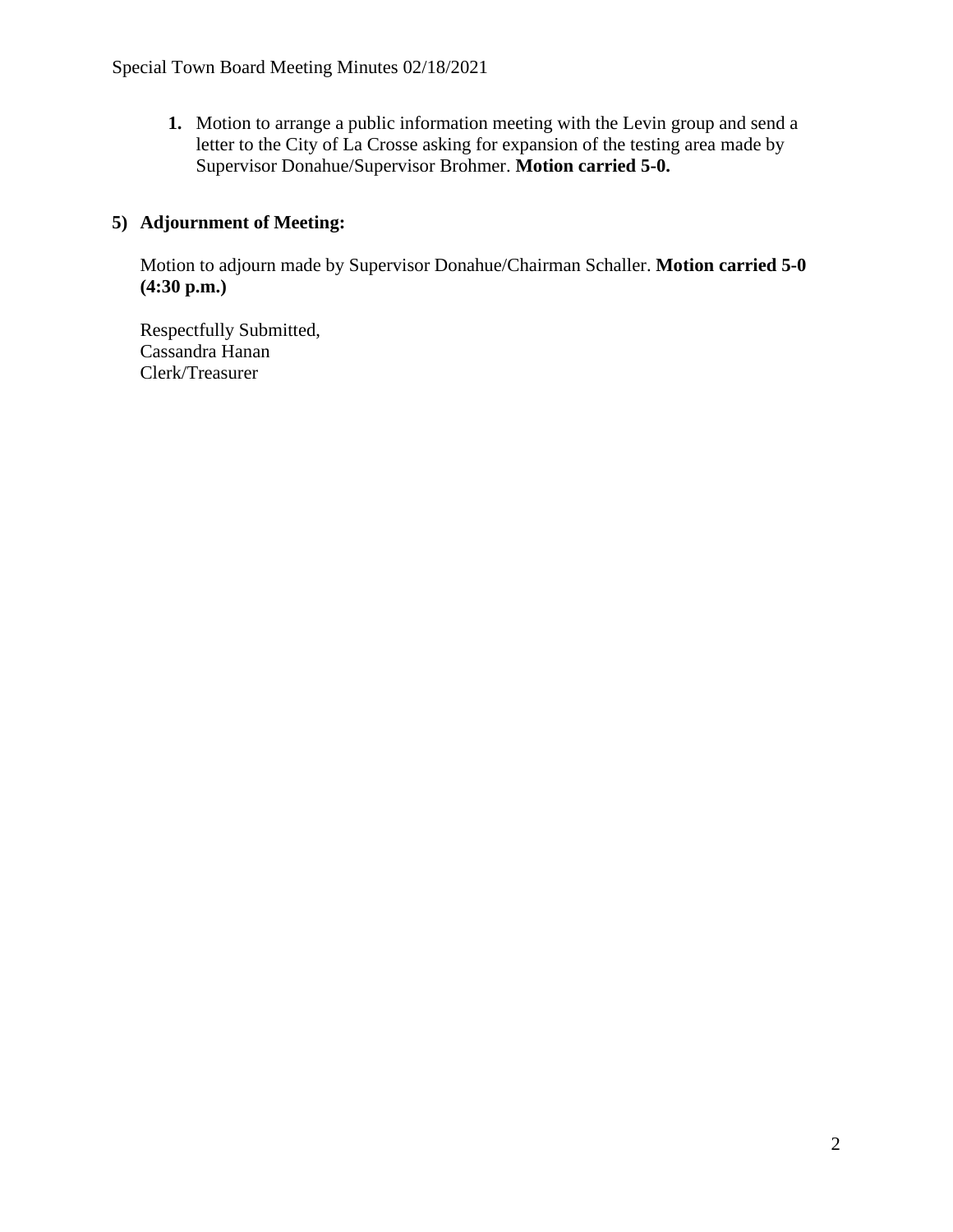1. Motion to arrange a public information meeting with the Levin group and send a letter to the City of La Crosse asking for expansion of the testing area made by Supervisor Donahue/Supervisor Brohmer. **Motion carried 5-0.**

## 5) Adjournment of Meeting:

Motion to adjourn made by Supervisor Donahue/Chairman Schaller. **Motion carried 5-0 (4:30 p.m.)**

Respectfully Submitted,
Cassandra Hanan
Clerk/Treasurer